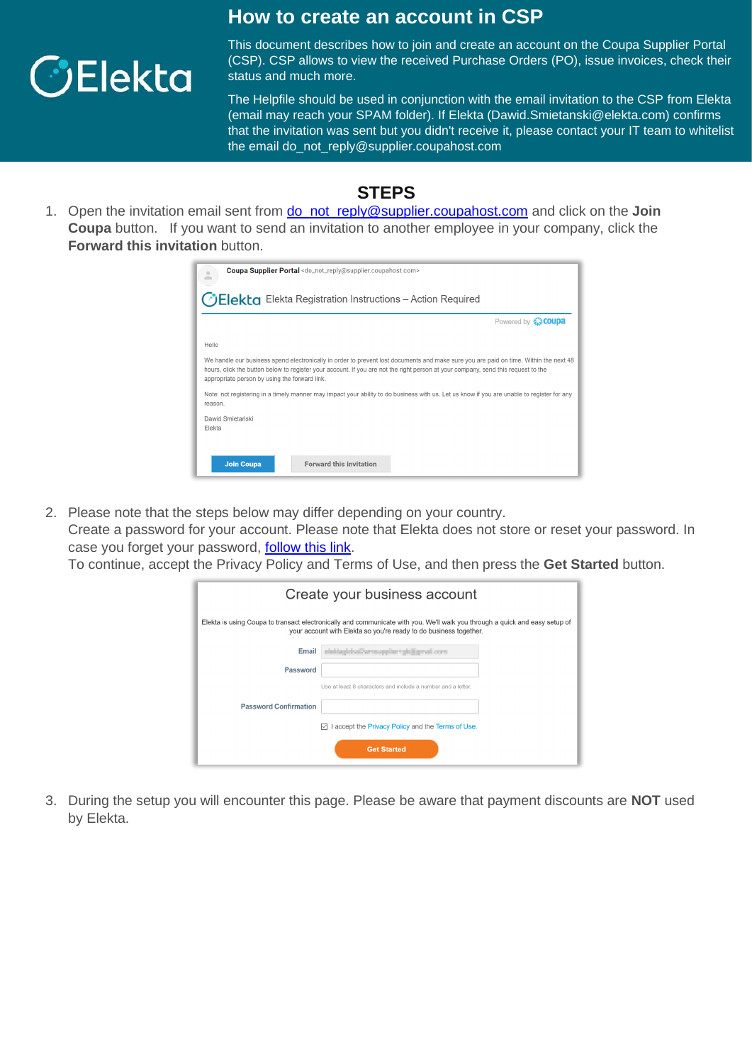# How to create an account in CSP

This document describes how to join and create an account on the Coupa Supplier Portal (CSP). CSP allows to view the received Purchase Orders (PO), issue invoices, check their status and much more.

The Helpfile should be used in conjunction with the email invitation to the CSP from Elekta (email may reach your SPAM folder). If Elekta (Dawid.Smietanski@elekta.com) confirms that the invitation was sent but you didn't receive it, please contact your IT team to whitelist the email do_not_reply@supplier.coupahost.com

## STEPS

1. Open the invitation email sent from do_not_reply@supplier.coupahost.com and click on the **Join Coupa** button. If you want to send an invitation to another employee in your company, click the **Forward this invitation** button.

2. Please note that the steps below may differ depending on your country.
   Create a password for your account. Please note that Elekta does not store or reset your password. In case you forget your password, follow this link.
   To continue, accept the Privacy Policy and Terms of Use, and then press the **Get Started** button.

3. During the setup you will encounter this page. Please be aware that payment discounts are **NOT** used by Elekta.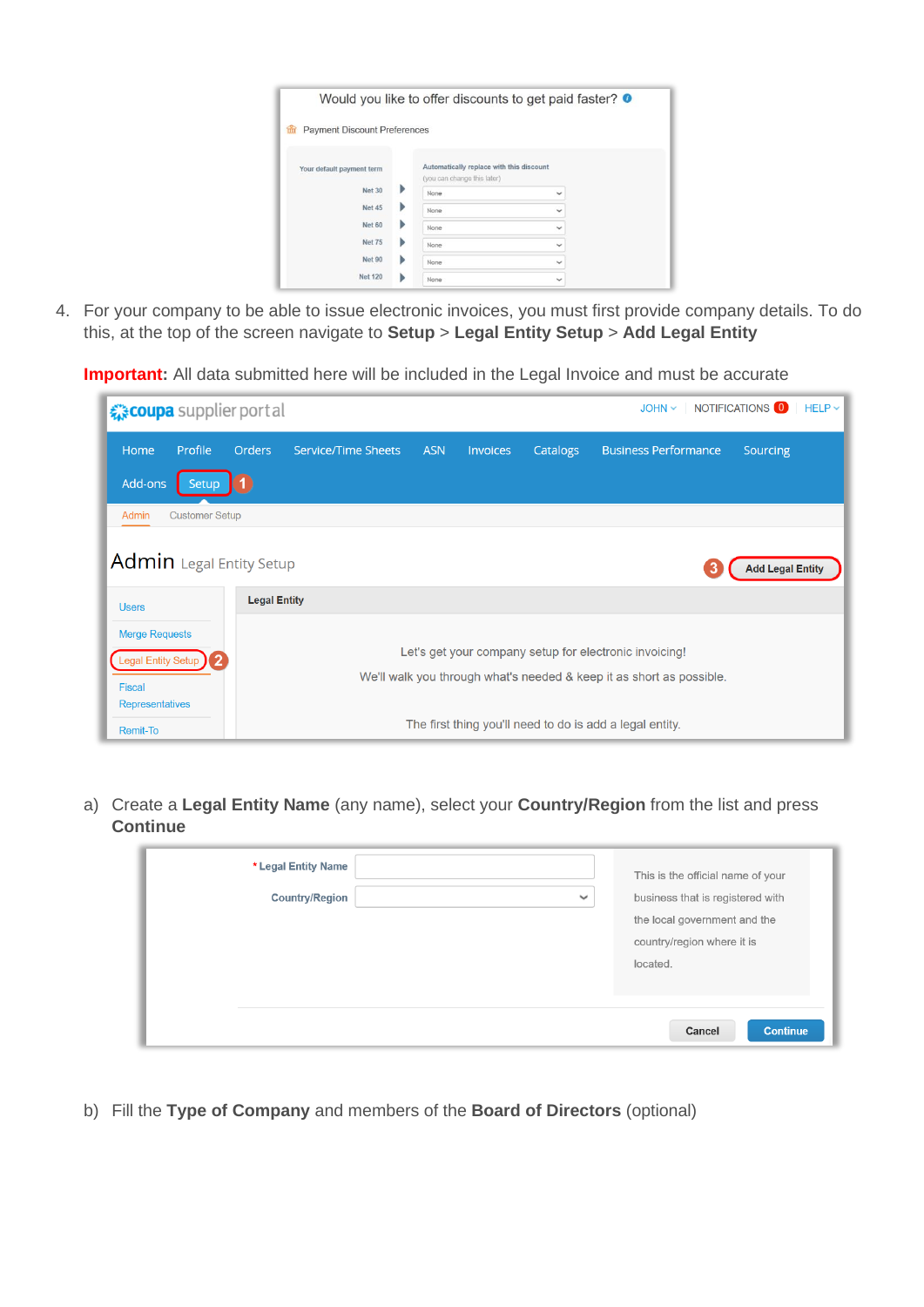4. For your company to be able to issue electronic invoices, you must first provide company details. To do this, at the top of the screen navigate to **Setup** > **Legal Entity Setup** > **Add Legal Entity**

   **Important:** All data submitted here will be included in the Legal Invoice and must be accurate

   a) Create a **Legal Entity Name** (any name), select your **Country/Region** from the list and press **Continue**

   b) Fill the **Type of Company** and members of the **Board of Directors** (optional)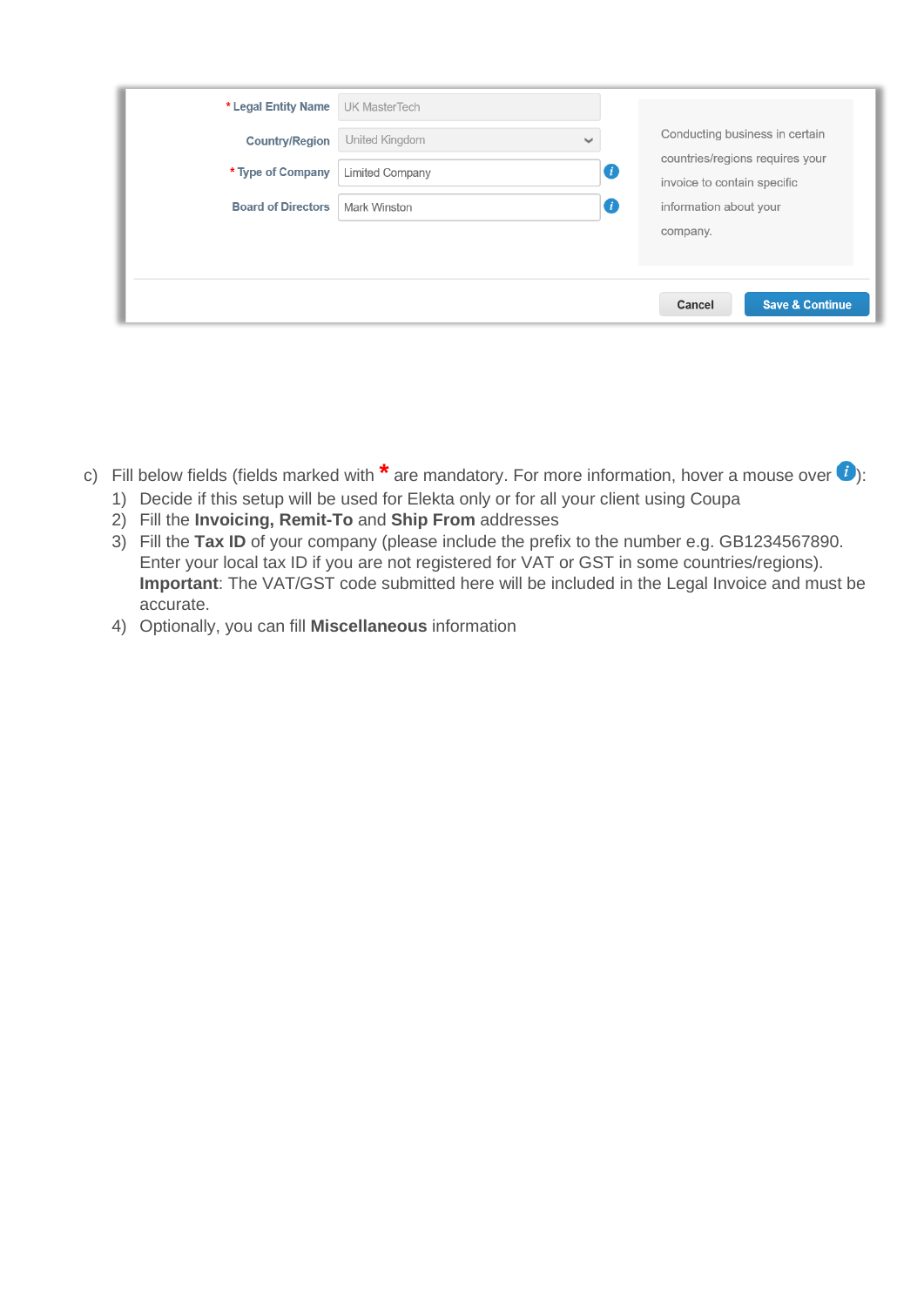| * Legal Entity Name | UK MasterTech |
| --- | --- |
| Country/Region | United Kingdom |
| * Type of Company | Limited Company |
| Board of Directors | Mark Winston |

Conducting business in certain countries/regions requires your invoice to contain specific information about your company.

Cancel | Save & Continue

c) Fill below fields (fields marked with * are mandatory. For more information, hover a mouse over i):

1) Decide if this setup will be used for Elekta only or for all your client using Coupa
2) Fill the **Invoicing, Remit-To** and **Ship From** addresses
3) Fill the **Tax ID** of your company (please include the prefix to the number e.g. GB1234567890. Enter your local tax ID if you are not registered for VAT or GST in some countries/regions). **Important**: The VAT/GST code submitted here will be included in the Legal Invoice and must be accurate.
4) Optionally, you can fill **Miscellaneous** information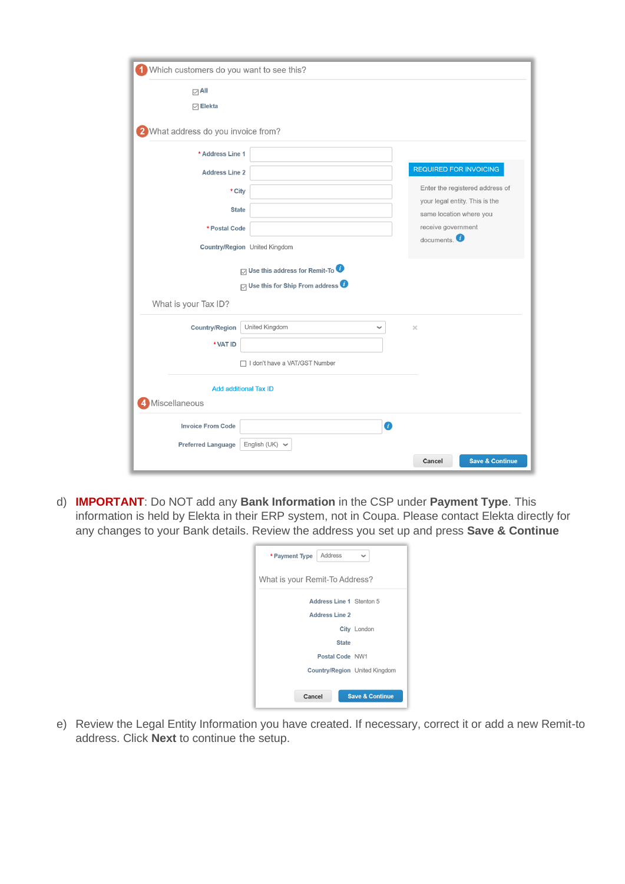1 Which customers do you want to see this?

- [x] All
- [x] Elekta

2 What address do you invoice from?

| | |
|---|---|
| * Address Line 1 | |
| Address Line 2 | |
| * City | |
| State | |
| * Postal Code | |
| Country/Region | United Kingdom |

REQUIRED FOR INVOICING

Enter the registered address of your legal entity. This is the same location where you receive government documents.

- [x] Use this address for Remit-To
- [x] Use this for Ship From address

What is your Tax ID?

| | |
|---|---|
| Country/Region | United Kingdom |
| * VAT ID | |

- [ ] I don't have a VAT/GST Number

Add additional Tax ID

4 Miscellaneous

| | |
|---|---|
| Invoice From Code | |
| Preferred Language | English (UK) |

Cancel | Save & Continue

d) **IMPORTANT**: Do NOT add any **Bank Information** in the CSP under **Payment Type**. This information is held by Elekta in their ERP system, not in Coupa. Please contact Elekta directly for any changes to your Bank details. Review the address you set up and press **Save & Continue**

* Payment Type: Address

What is your Remit-To Address?

| | |
|---|---|
| Address Line 1 | Stenton 5 |
| Address Line 2 | |
| City | London |
| State | |
| Postal Code | NW1 |
| Country/Region | United Kingdom |

Cancel | Save & Continue

e) Review the Legal Entity Information you have created. If necessary, correct it or add a new Remit-to address. Click **Next** to continue the setup.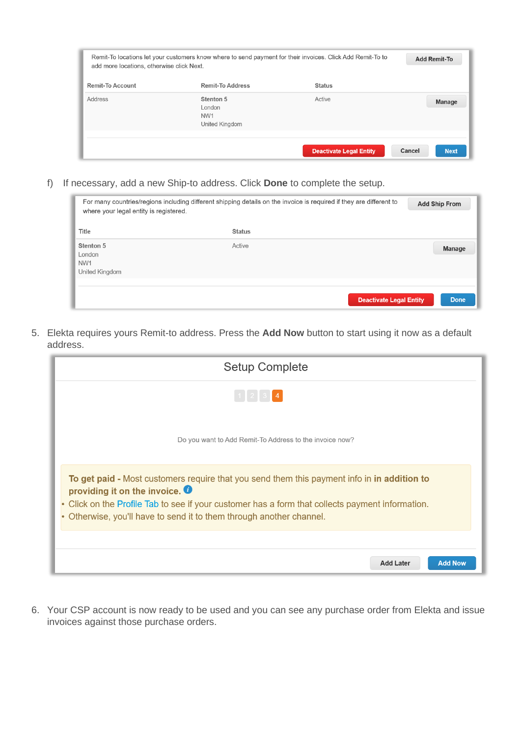Remit-To locations let your customers know where to send payment for their invoices. Click Add Remit-To to add more locations, otherwise click Next.

Add Remit-To

| Remit-To Account | Remit-To Address | Status | |
|---|---|---|---|
| Address | Stenton 5<br>London<br>NW1<br>United Kingdom | Active | Manage |

Deactivate Legal Entity | Cancel | Next

f) If necessary, add a new Ship-to address. Click **Done** to complete the setup.

For many countries/regions including different shipping details on the invoice is required if they are different to where your legal entity is registered.

Add Ship From

| Title | Status | |
|---|---|---|
| Stenton 5<br>London<br>NW1<br>United Kingdom | Active | Manage |

Deactivate Legal Entity | Done

5. Elekta requires yours Remit-to address. Press the **Add Now** button to start using it now as a default address.

Setup Complete

1 2 3 4

Do you want to Add Remit-To Address to the invoice now?

**To get paid -** Most customers require that you send them this payment info in **in addition to providing it on the invoice.**

- Click on the Profile Tab to see if your customer has a form that collects payment information.
- Otherwise, you'll have to send it to them through another channel.

Add Later | Add Now

6. Your CSP account is now ready to be used and you can see any purchase order from Elekta and issue invoices against those purchase orders.